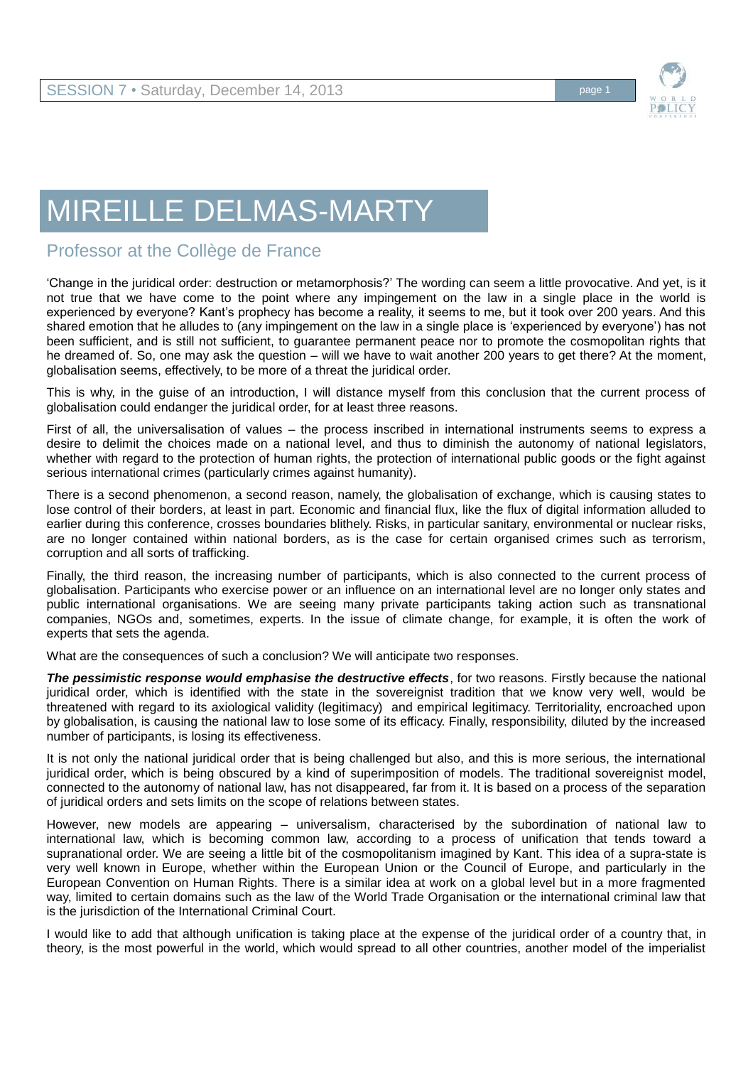# MIREILLE DELMAS-MARTY

## Professor at the Collège de France

'Change in the juridical order: destruction or metamorphosis?' The wording can seem a little provocative. And yet, is it not true that we have come to the point where any impingement on the law in a single place in the world is experienced by everyone? Kant's prophecy has become a reality, it seems to me, but it took over 200 years. And this shared emotion that he alludes to (any impingement on the law in a single place is 'experienced by everyone') has not been sufficient, and is still not sufficient, to guarantee permanent peace nor to promote the cosmopolitan rights that he dreamed of. So, one may ask the question – will we have to wait another 200 years to get there? At the moment, globalisation seems, effectively, to be more of a threat the juridical order.

This is why, in the guise of an introduction, I will distance myself from this conclusion that the current process of globalisation could endanger the juridical order, for at least three reasons.

First of all, the universalisation of values – the process inscribed in international instruments seems to express a desire to delimit the choices made on a national level, and thus to diminish the autonomy of national legislators, whether with regard to the protection of human rights, the protection of international public goods or the fight against serious international crimes (particularly crimes against humanity).

There is a second phenomenon, a second reason, namely, the globalisation of exchange, which is causing states to lose control of their borders, at least in part. Economic and financial flux, like the flux of digital information alluded to earlier during this conference, crosses boundaries blithely. Risks, in particular sanitary, environmental or nuclear risks, are no longer contained within national borders, as is the case for certain organised crimes such as terrorism, corruption and all sorts of trafficking.

Finally, the third reason, the increasing number of participants, which is also connected to the current process of globalisation. Participants who exercise power or an influence on an international level are no longer only states and public international organisations. We are seeing many private participants taking action such as transnational companies, NGOs and, sometimes, experts. In the issue of climate change, for example, it is often the work of experts that sets the agenda.

What are the consequences of such a conclusion? We will anticipate two responses.

***The pessimistic response would emphasise the destructive effects***, for two reasons. Firstly because the national juridical order, which is identified with the state in the sovereignist tradition that we know very well, would be threatened with regard to its axiological validity (legitimacy) and empirical legitimacy. Territoriality, encroached upon by globalisation, is causing the national law to lose some of its efficacy. Finally, responsibility, diluted by the increased number of participants, is losing its effectiveness.

It is not only the national juridical order that is being challenged but also, and this is more serious, the international juridical order, which is being obscured by a kind of superimposition of models. The traditional sovereignist model, connected to the autonomy of national law, has not disappeared, far from it. It is based on a process of the separation of juridical orders and sets limits on the scope of relations between states.

However, new models are appearing – universalism, characterised by the subordination of national law to international law, which is becoming common law, according to a process of unification that tends toward a supranational order. We are seeing a little bit of the cosmopolitanism imagined by Kant. This idea of a supra-state is very well known in Europe, whether within the European Union or the Council of Europe, and particularly in the European Convention on Human Rights. There is a similar idea at work on a global level but in a more fragmented way, limited to certain domains such as the law of the World Trade Organisation or the international criminal law that is the jurisdiction of the International Criminal Court.

I would like to add that although unification is taking place at the expense of the juridical order of a country that, in theory, is the most powerful in the world, which would spread to all other countries, another model of the imperialist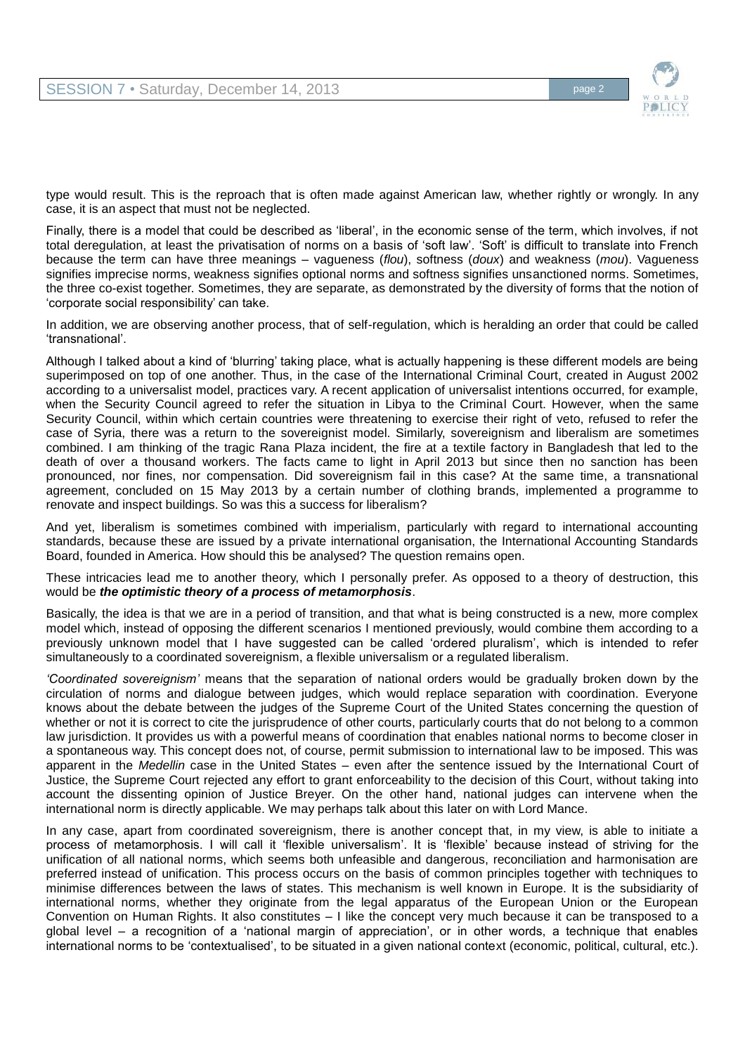type would result. This is the reproach that is often made against American law, whether rightly or wrongly. In any case, it is an aspect that must not be neglected.

Finally, there is a model that could be described as 'liberal', in the economic sense of the term, which involves, if not total deregulation, at least the privatisation of norms on a basis of 'soft law'. 'Soft' is difficult to translate into French because the term can have three meanings – vagueness (*flou*), softness (*doux*) and weakness (*mou*). Vagueness signifies imprecise norms, weakness signifies optional norms and softness signifies unsanctioned norms. Sometimes, the three co-exist together. Sometimes, they are separate, as demonstrated by the diversity of forms that the notion of 'corporate social responsibility' can take.

In addition, we are observing another process, that of self-regulation, which is heralding an order that could be called 'transnational'.

Although I talked about a kind of 'blurring' taking place, what is actually happening is these different models are being superimposed on top of one another. Thus, in the case of the International Criminal Court, created in August 2002 according to a universalist model, practices vary. A recent application of universalist intentions occurred, for example, when the Security Council agreed to refer the situation in Libya to the Criminal Court. However, when the same Security Council, within which certain countries were threatening to exercise their right of veto, refused to refer the case of Syria, there was a return to the sovereignist model. Similarly, sovereignism and liberalism are sometimes combined. I am thinking of the tragic Rana Plaza incident, the fire at a textile factory in Bangladesh that led to the death of over a thousand workers. The facts came to light in April 2013 but since then no sanction has been pronounced, nor fines, nor compensation. Did sovereignism fail in this case? At the same time, a transnational agreement, concluded on 15 May 2013 by a certain number of clothing brands, implemented a programme to renovate and inspect buildings. So was this a success for liberalism?

And yet, liberalism is sometimes combined with imperialism, particularly with regard to international accounting standards, because these are issued by a private international organisation, the International Accounting Standards Board, founded in America. How should this be analysed? The question remains open.

These intricacies lead me to another theory, which I personally prefer. As opposed to a theory of destruction, this would be ***the optimistic theory of a process of metamorphosis***.

Basically, the idea is that we are in a period of transition, and that what is being constructed is a new, more complex model which, instead of opposing the different scenarios I mentioned previously, would combine them according to a previously unknown model that I have suggested can be called 'ordered pluralism', which is intended to refer simultaneously to a coordinated sovereignism, a flexible universalism or a regulated liberalism.

*'Coordinated sovereignism'* means that the separation of national orders would be gradually broken down by the circulation of norms and dialogue between judges, which would replace separation with coordination. Everyone knows about the debate between the judges of the Supreme Court of the United States concerning the question of whether or not it is correct to cite the jurisprudence of other courts, particularly courts that do not belong to a common law jurisdiction. It provides us with a powerful means of coordination that enables national norms to become closer in a spontaneous way. This concept does not, of course, permit submission to international law to be imposed. This was apparent in the *Medellin* case in the United States – even after the sentence issued by the International Court of Justice, the Supreme Court rejected any effort to grant enforceability to the decision of this Court, without taking into account the dissenting opinion of Justice Breyer. On the other hand, national judges can intervene when the international norm is directly applicable. We may perhaps talk about this later on with Lord Mance.

In any case, apart from coordinated sovereignism, there is another concept that, in my view, is able to initiate a process of metamorphosis. I will call it 'flexible universalism'. It is 'flexible' because instead of striving for the unification of all national norms, which seems both unfeasible and dangerous, reconciliation and harmonisation are preferred instead of unification. This process occurs on the basis of common principles together with techniques to minimise differences between the laws of states. This mechanism is well known in Europe. It is the subsidiarity of international norms, whether they originate from the legal apparatus of the European Union or the European Convention on Human Rights. It also constitutes – I like the concept very much because it can be transposed to a global level – a recognition of a 'national margin of appreciation', or in other words, a technique that enables international norms to be 'contextualised', to be situated in a given national context (economic, political, cultural, etc.).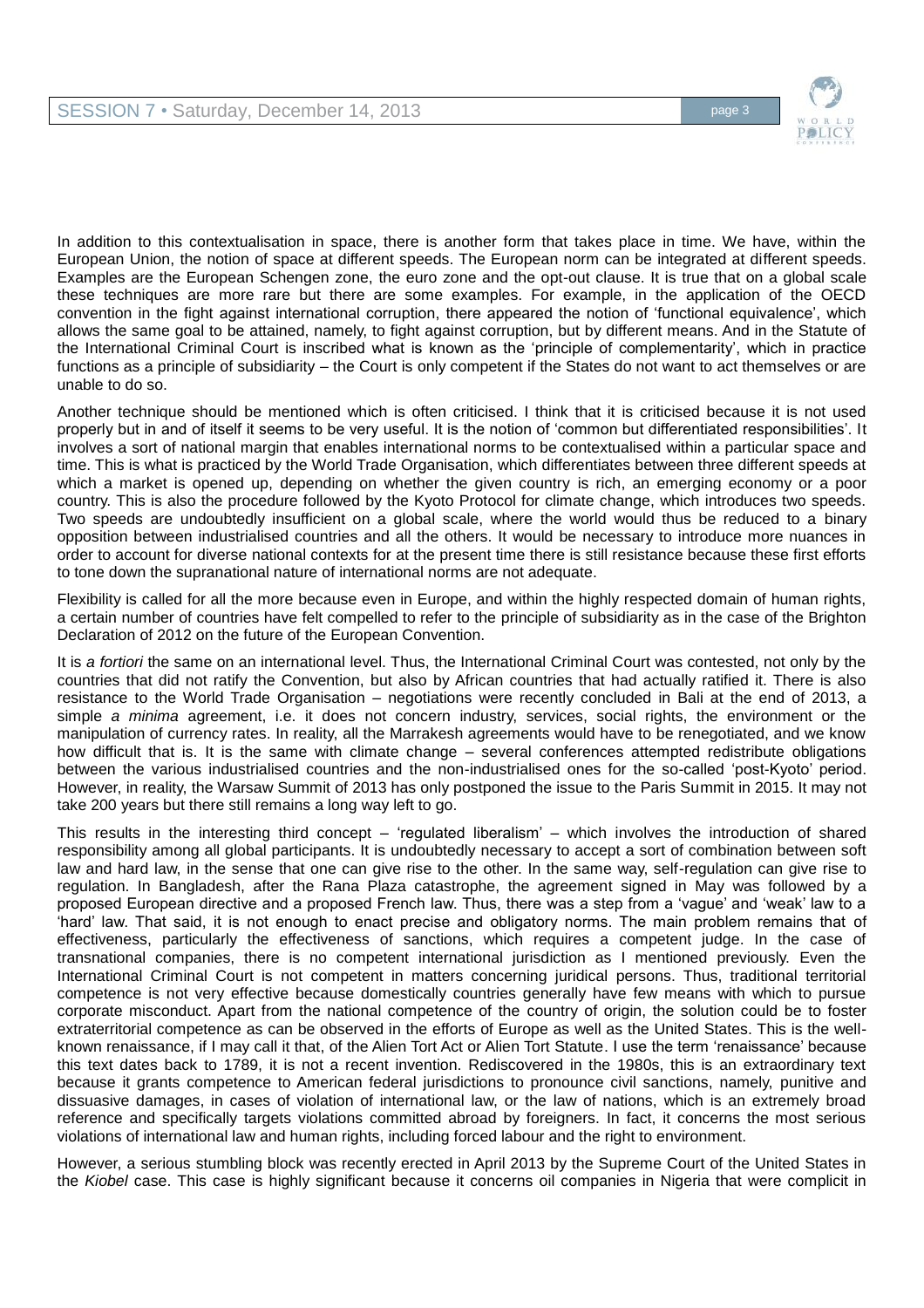In addition to this contextualisation in space, there is another form that takes place in time. We have, within the European Union, the notion of space at different speeds. The European norm can be integrated at different speeds. Examples are the European Schengen zone, the euro zone and the opt-out clause. It is true that on a global scale these techniques are more rare but there are some examples. For example, in the application of the OECD convention in the fight against international corruption, there appeared the notion of 'functional equivalence', which allows the same goal to be attained, namely, to fight against corruption, but by different means. And in the Statute of the International Criminal Court is inscribed what is known as the 'principle of complementarity', which in practice functions as a principle of subsidiarity – the Court is only competent if the States do not want to act themselves or are unable to do so.

Another technique should be mentioned which is often criticised. I think that it is criticised because it is not used properly but in and of itself it seems to be very useful. It is the notion of 'common but differentiated responsibilities'. It involves a sort of national margin that enables international norms to be contextualised within a particular space and time. This is what is practiced by the World Trade Organisation, which differentiates between three different speeds at which a market is opened up, depending on whether the given country is rich, an emerging economy or a poor country. This is also the procedure followed by the Kyoto Protocol for climate change, which introduces two speeds. Two speeds are undoubtedly insufficient on a global scale, where the world would thus be reduced to a binary opposition between industrialised countries and all the others. It would be necessary to introduce more nuances in order to account for diverse national contexts for at the present time there is still resistance because these first efforts to tone down the supranational nature of international norms are not adequate.

Flexibility is called for all the more because even in Europe, and within the highly respected domain of human rights, a certain number of countries have felt compelled to refer to the principle of subsidiarity as in the case of the Brighton Declaration of 2012 on the future of the European Convention.

It is *a fortiori* the same on an international level. Thus, the International Criminal Court was contested, not only by the countries that did not ratify the Convention, but also by African countries that had actually ratified it. There is also resistance to the World Trade Organisation – negotiations were recently concluded in Bali at the end of 2013, a simple *a minima* agreement, i.e. it does not concern industry, services, social rights, the environment or the manipulation of currency rates. In reality, all the Marrakesh agreements would have to be renegotiated, and we know how difficult that is. It is the same with climate change – several conferences attempted redistribute obligations between the various industrialised countries and the non-industrialised ones for the so-called 'post-Kyoto' period. However, in reality, the Warsaw Summit of 2013 has only postponed the issue to the Paris Summit in 2015. It may not take 200 years but there still remains a long way left to go.

This results in the interesting third concept – 'regulated liberalism' – which involves the introduction of shared responsibility among all global participants. It is undoubtedly necessary to accept a sort of combination between soft law and hard law, in the sense that one can give rise to the other. In the same way, self-regulation can give rise to regulation. In Bangladesh, after the Rana Plaza catastrophe, the agreement signed in May was followed by a proposed European directive and a proposed French law. Thus, there was a step from a 'vague' and 'weak' law to a 'hard' law. That said, it is not enough to enact precise and obligatory norms. The main problem remains that of effectiveness, particularly the effectiveness of sanctions, which requires a competent judge. In the case of transnational companies, there is no competent international jurisdiction as I mentioned previously. Even the International Criminal Court is not competent in matters concerning juridical persons. Thus, traditional territorial competence is not very effective because domestically countries generally have few means with which to pursue corporate misconduct. Apart from the national competence of the country of origin, the solution could be to foster extraterritorial competence as can be observed in the efforts of Europe as well as the United States. This is the well-known renaissance, if I may call it that, of the Alien Tort Act or Alien Tort Statute. I use the term 'renaissance' because this text dates back to 1789, it is not a recent invention. Rediscovered in the 1980s, this is an extraordinary text because it grants competence to American federal jurisdictions to pronounce civil sanctions, namely, punitive and dissuasive damages, in cases of violation of international law, or the law of nations, which is an extremely broad reference and specifically targets violations committed abroad by foreigners. In fact, it concerns the most serious violations of international law and human rights, including forced labour and the right to environment.

However, a serious stumbling block was recently erected in April 2013 by the Supreme Court of the United States in the *Kiobel* case. This case is highly significant because it concerns oil companies in Nigeria that were complicit in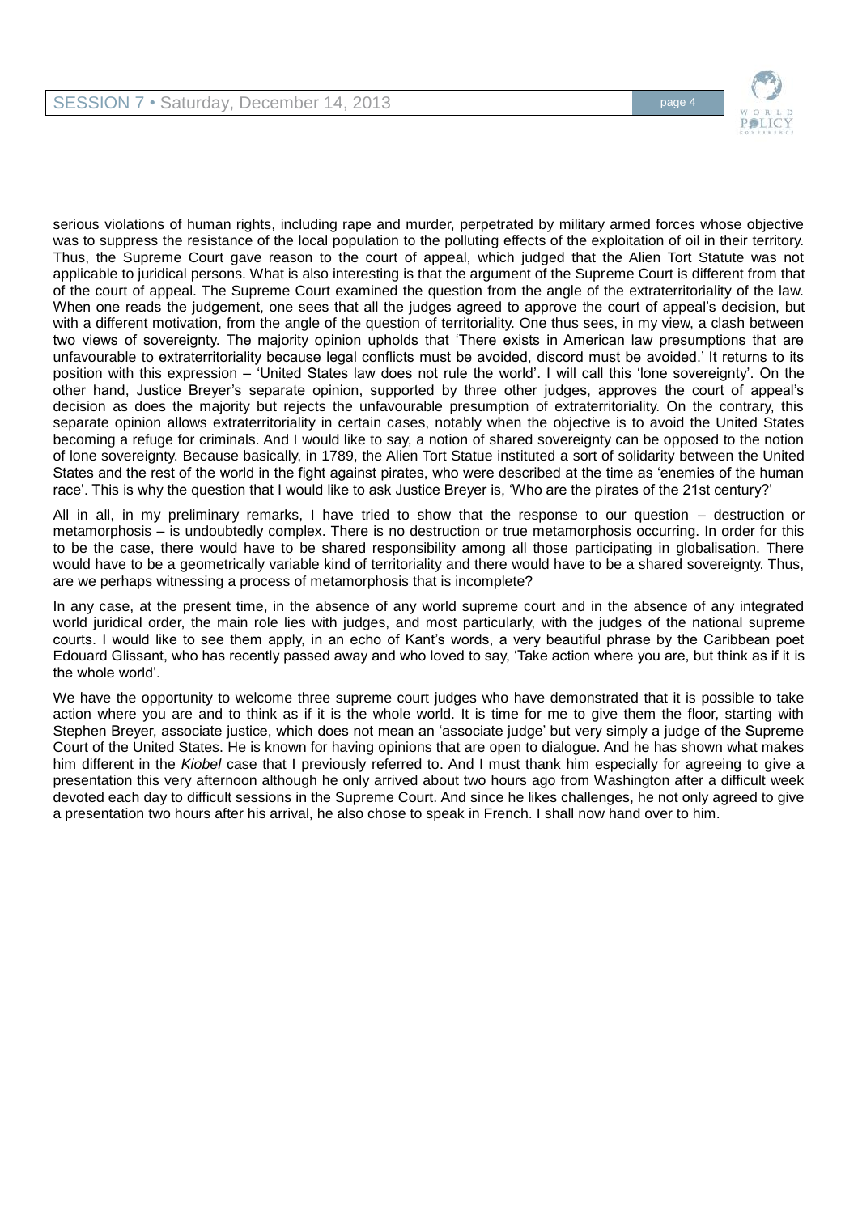serious violations of human rights, including rape and murder, perpetrated by military armed forces whose objective was to suppress the resistance of the local population to the polluting effects of the exploitation of oil in their territory. Thus, the Supreme Court gave reason to the court of appeal, which judged that the Alien Tort Statute was not applicable to juridical persons. What is also interesting is that the argument of the Supreme Court is different from that of the court of appeal. The Supreme Court examined the question from the angle of the extraterritoriality of the law. When one reads the judgement, one sees that all the judges agreed to approve the court of appeal's decision, but with a different motivation, from the angle of the question of territoriality. One thus sees, in my view, a clash between two views of sovereignty. The majority opinion upholds that 'There exists in American law presumptions that are unfavourable to extraterritoriality because legal conflicts must be avoided, discord must be avoided.' It returns to its position with this expression – 'United States law does not rule the world'. I will call this 'lone sovereignty'. On the other hand, Justice Breyer's separate opinion, supported by three other judges, approves the court of appeal's decision as does the majority but rejects the unfavourable presumption of extraterritoriality. On the contrary, this separate opinion allows extraterritoriality in certain cases, notably when the objective is to avoid the United States becoming a refuge for criminals. And I would like to say, a notion of shared sovereignty can be opposed to the notion of lone sovereignty. Because basically, in 1789, the Alien Tort Statue instituted a sort of solidarity between the United States and the rest of the world in the fight against pirates, who were described at the time as 'enemies of the human race'. This is why the question that I would like to ask Justice Breyer is, 'Who are the pirates of the 21st century?'

All in all, in my preliminary remarks, I have tried to show that the response to our question – destruction or metamorphosis – is undoubtedly complex. There is no destruction or true metamorphosis occurring. In order for this to be the case, there would have to be shared responsibility among all those participating in globalisation. There would have to be a geometrically variable kind of territoriality and there would have to be a shared sovereignty. Thus, are we perhaps witnessing a process of metamorphosis that is incomplete?

In any case, at the present time, in the absence of any world supreme court and in the absence of any integrated world juridical order, the main role lies with judges, and most particularly, with the judges of the national supreme courts. I would like to see them apply, in an echo of Kant's words, a very beautiful phrase by the Caribbean poet Edouard Glissant, who has recently passed away and who loved to say, 'Take action where you are, but think as if it is the whole world'.

We have the opportunity to welcome three supreme court judges who have demonstrated that it is possible to take action where you are and to think as if it is the whole world. It is time for me to give them the floor, starting with Stephen Breyer, associate justice, which does not mean an 'associate judge' but very simply a judge of the Supreme Court of the United States. He is known for having opinions that are open to dialogue. And he has shown what makes him different in the *Kiobel* case that I previously referred to. And I must thank him especially for agreeing to give a presentation this very afternoon although he only arrived about two hours ago from Washington after a difficult week devoted each day to difficult sessions in the Supreme Court. And since he likes challenges, he not only agreed to give a presentation two hours after his arrival, he also chose to speak in French. I shall now hand over to him.